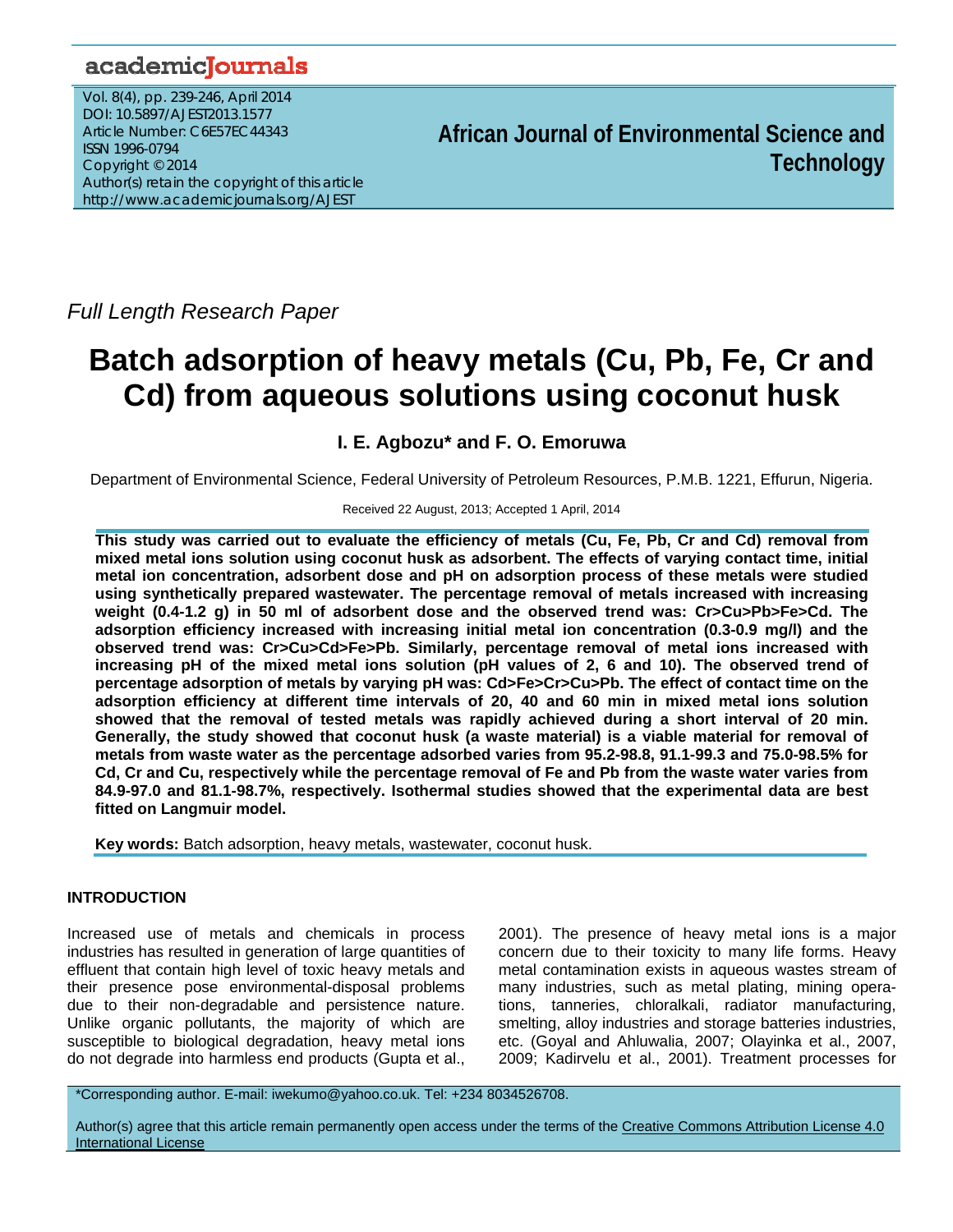*Full Length Research Paper*

# Batch adsorption of heavy metals (Cu, Pb, Fe, Cr and Cd) from aqueous solutions using coconut husk

**I. E. Agbozu* and F. O. Emoruwa**

Department of Environmental Science, Federal University of Petroleum Resources, P.M.B. 1221, Effurun, Nigeria.

Received 22 August, 2013; Accepted 1 April, 2014

**This study was carried out to evaluate the efficiency of metals (Cu, Fe, Pb, Cr and Cd) removal from mixed metal ions solution using coconut husk as adsorbent. The effects of varying contact time, initial metal ion concentration, adsorbent dose and pH on adsorption process of these metals were studied using synthetically prepared wastewater. The percentage removal of metals increased with increasing weight (0.4-1.2 g) in 50 ml of adsorbent dose and the observed trend was: Cr>Cu>Pb>Fe>Cd. The adsorption efficiency increased with increasing initial metal ion concentration (0.3-0.9 mg/l) and the observed trend was: Cr>Cu>Cd>Fe>Pb. Similarly, percentage removal of metal ions increased with increasing pH of the mixed metal ions solution (pH values of 2, 6 and 10). The observed trend of percentage adsorption of metals by varying pH was: Cd>Fe>Cr>Cu>Pb. The effect of contact time on the adsorption efficiency at different time intervals of 20, 40 and 60 min in mixed metal ions solution showed that the removal of tested metals was rapidly achieved during a short interval of 20 min. Generally, the study showed that coconut husk (a waste material) is a viable material for removal of metals from waste water as the percentage adsorbed varies from 95.2-98.8, 91.1-99.3 and 75.0-98.5% for Cd, Cr and Cu, respectively while the percentage removal of Fe and Pb from the waste water varies from 84.9-97.0 and 81.1-98.7%, respectively. Isothermal studies showed that the experimental data are best fitted on Langmuir model.**

**Key words:** Batch adsorption, heavy metals, wastewater, coconut husk.

## INTRODUCTION

Increased use of metals and chemicals in process industries has resulted in generation of large quantities of effluent that contain high level of toxic heavy metals and their presence pose environmental-disposal problems due to their non-degradable and persistence nature. Unlike organic pollutants, the majority of which are susceptible to biological degradation, heavy metal ions do not degrade into harmless end products (Gupta et al., 2001). The presence of heavy metal ions is a major concern due to their toxicity to many life forms. Heavy metal contamination exists in aqueous wastes stream of many industries, such as metal plating, mining operations, tanneries, chloralkali, radiator manufacturing, smelting, alloy industries and storage batteries industries, etc. (Goyal and Ahluwalia, 2007; Olayinka et al., 2007, 2009; Kadirvelu et al., 2001). Treatment processes for

*Corresponding author. E-mail: iwekumo@yahoo.co.uk. Tel: +234 8034526708.

Author(s) agree that this article remain permanently open access under the terms of the Creative Commons Attribution License 4.0 International License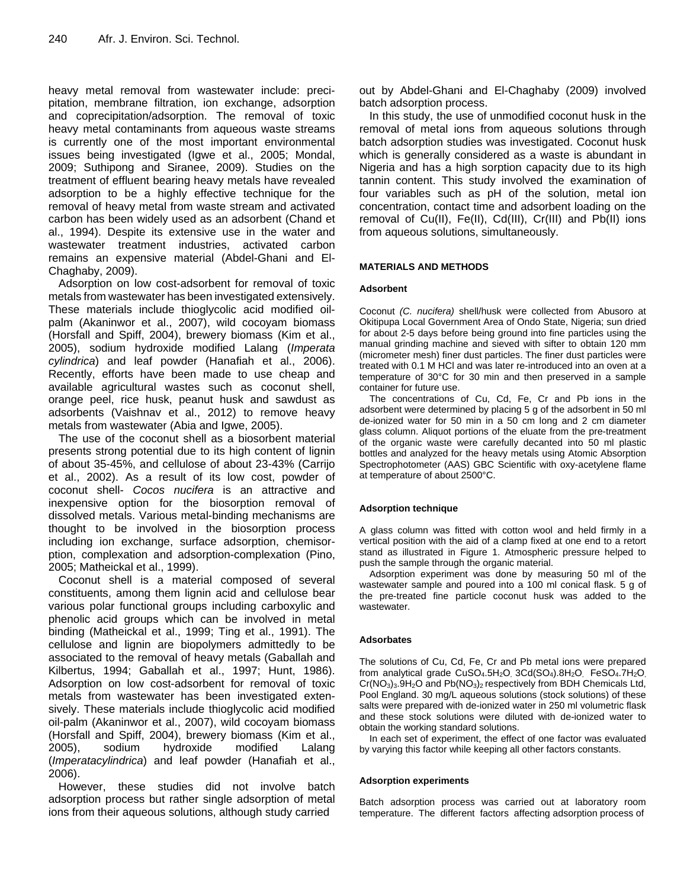heavy metal removal from wastewater include: precipitation, membrane filtration, ion exchange, adsorption and coprecipitation/adsorption. The removal of toxic heavy metal contaminants from aqueous waste streams is currently one of the most important environmental issues being investigated (Igwe et al., 2005; Mondal, 2009; Suthipong and Siranee, 2009). Studies on the treatment of effluent bearing heavy metals have revealed adsorption to be a highly effective technique for the removal of heavy metal from waste stream and activated carbon has been widely used as an adsorbent (Chand et al., 1994). Despite its extensive use in the water and wastewater treatment industries, activated carbon remains an expensive material (Abdel-Ghani and El-Chaghaby, 2009).

Adsorption on low cost-adsorbent for removal of toxic metals from wastewater has been investigated extensively. These materials include thioglycolic acid modified oil-palm (Akaninwor et al., 2007), wild cocoyam biomass (Horsfall and Spiff, 2004), brewery biomass (Kim et al., 2005), sodium hydroxide modified Lalang (*Imperata cylindrica*) and leaf powder (Hanafiah et al., 2006). Recently, efforts have been made to use cheap and available agricultural wastes such as coconut shell, orange peel, rice husk, peanut husk and sawdust as adsorbents (Vaishnav et al., 2012) to remove heavy metals from wastewater (Abia and Igwe, 2005).

The use of the coconut shell as a biosorbent material presents strong potential due to its high content of lignin of about 35-45%, and cellulose of about 23-43% (Carrijo et al., 2002). As a result of its low cost, powder of coconut shell- *Cocos nucifera* is an attractive and inexpensive option for the biosorption removal of dissolved metals. Various metal-binding mechanisms are thought to be involved in the biosorption process including ion exchange, surface adsorption, chemisorption, complexation and adsorption-complexation (Pino, 2005; Matheickal et al., 1999).

Coconut shell is a material composed of several constituents, among them lignin acid and cellulose bear various polar functional groups including carboxylic and phenolic acid groups which can be involved in metal binding (Matheickal et al., 1999; Ting et al., 1991). The cellulose and lignin are biopolymers admittedly to be associated to the removal of heavy metals (Gaballah and Kilbertus, 1994; Gaballah et al., 1997; Hunt, 1986). Adsorption on low cost-adsorbent for removal of toxic metals from wastewater has been investigated extensively. These materials include thioglycolic acid modified oil-palm (Akaninwor et al., 2007), wild cocoyam biomass (Horsfall and Spiff, 2004), brewery biomass (Kim et al., 2005), sodium hydroxide modified Lalang (*Imperatacylindrica*) and leaf powder (Hanafiah et al., 2006).

However, these studies did not involve batch adsorption process but rather single adsorption of metal ions from their aqueous solutions, although study carried out by Abdel-Ghani and El-Chaghaby (2009) involved batch adsorption process.

In this study, the use of unmodified coconut husk in the removal of metal ions from aqueous solutions through batch adsorption studies was investigated. Coconut husk which is generally considered as a waste is abundant in Nigeria and has a high sorption capacity due to its high tannin content. This study involved the examination of four variables such as pH of the solution, metal ion concentration, contact time and adsorbent loading on the removal of Cu(II), Fe(II), Cd(III), Cr(III) and Pb(II) ions from aqueous solutions, simultaneously.

## MATERIALS AND METHODS

### Adsorbent

Coconut *(C. nucifera)* shell/husk were collected from Abusoro at Okitipupa Local Government Area of Ondo State, Nigeria; sun dried for about 2-5 days before being ground into fine particles using the manual grinding machine and sieved with sifter to obtain 120 mm (micrometer mesh) finer dust particles. The finer dust particles were treated with 0.1 M HCl and was later re-introduced into an oven at a temperature of 30°C for 30 min and then preserved in a sample container for future use.

The concentrations of Cu, Cd, Fe, Cr and Pb ions in the adsorbent were determined by placing 5 g of the adsorbent in 50 ml de-ionized water for 50 min in a 50 cm long and 2 cm diameter glass column. Aliquot portions of the eluate from the pre-treatment of the organic waste were carefully decanted into 50 ml plastic bottles and analyzed for the heavy metals using Atomic Absorption Spectrophotometer (AAS) GBC Scientific with oxy-acetylene flame at temperature of about 2500°C.

### Adsorption technique

A glass column was fitted with cotton wool and held firmly in a vertical position with the aid of a clamp fixed at one end to a retort stand as illustrated in Figure 1. Atmospheric pressure helped to push the sample through the organic material.

Adsorption experiment was done by measuring 50 ml of the wastewater sample and poured into a 100 ml conical flask. 5 g of the pre-treated fine particle coconut husk was added to the wastewater.

### Adsorbates

The solutions of Cu, Cd, Fe, Cr and Pb metal ions were prepared from analytical grade $CuSO_4.5H_2O$, $3Cd(SO_4).8H_2O$, $FeSO_4.7H_2O$, $Cr(NO_3)_3.9H_2O$ and $Pb(NO_3)_2$ respectively from BDH Chemicals Ltd, Pool England. 30 mg/L aqueous solutions (stock solutions) of these salts were prepared with de-ionized water in 250 ml volumetric flask and these stock solutions were diluted with de-ionized water to obtain the working standard solutions.

In each set of experiment, the effect of one factor was evaluated by varying this factor while keeping all other factors constants.

### Adsorption experiments

Batch adsorption process was carried out at laboratory room temperature. The different factors affecting adsorption process of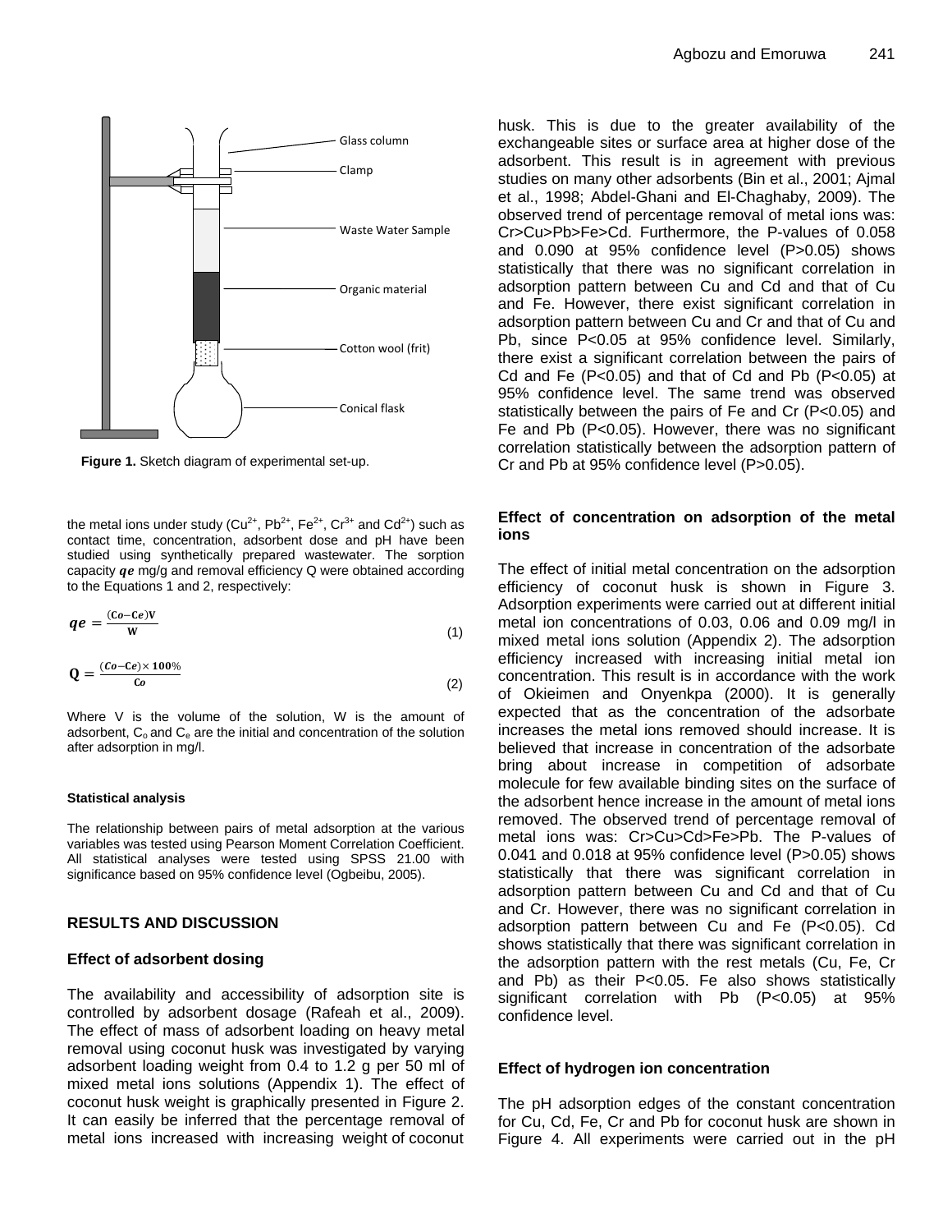Figure 1. Sketch diagram of experimental set-up.

the metal ions under study ($Cu^{2+}$, $Pb^{2+}$, $Fe^{2+}$, $Cr^{3+}$ and $Cd^{2+}$) such as contact time, concentration, adsorbent dose and pH have been studied using synthetically prepared wastewater. The sorption capacity $qe$ mg/g and removal efficiency Q were obtained according to the Equations 1 and 2, respectively:

$$qe = \frac{(Co - Ce)V}{W} \quad (1)$$

$$Q = \frac{(Co - Ce) \times 100\%}{Co} \quad (2)$$

Where V is the volume of the solution, W is the amount of adsorbent, $C_o$ and $C_e$ are the initial and concentration of the solution after adsorption in mg/l.

#### Statistical analysis

The relationship between pairs of metal adsorption at the various variables was tested using Pearson Moment Correlation Coefficient. All statistical analyses were tested using SPSS 21.00 with significance based on 95% confidence level (Ogbeibu, 2005).

## RESULTS AND DISCUSSION

### Effect of adsorbent dosing

The availability and accessibility of adsorption site is controlled by adsorbent dosage (Rafeah et al., 2009). The effect of mass of adsorbent loading on heavy metal removal using coconut husk was investigated by varying adsorbent loading weight from 0.4 to 1.2 g per 50 ml of mixed metal ions solutions (Appendix 1). The effect of coconut husk weight is graphically presented in Figure 2. It can easily be inferred that the percentage removal of metal ions increased with increasing weight of coconut husk. This is due to the greater availability of the exchangeable sites or surface area at higher dose of the adsorbent. This result is in agreement with previous studies on many other adsorbents (Bin et al., 2001; Ajmal et al., 1998; Abdel-Ghani and El-Chaghaby, 2009). The observed trend of percentage removal of metal ions was: Cr>Cu>Pb>Fe>Cd. Furthermore, the P-values of 0.058 and 0.090 at 95% confidence level ($P>0.05$) shows statistically that there was no significant correlation in adsorption pattern between Cu and Cd and that of Cu and Fe. However, there exist significant correlation in adsorption pattern between Cu and Cr and that of Cu and Pb, since $P<0.05$ at 95% confidence level. Similarly, there exist a significant correlation between the pairs of Cd and Fe ($P<0.05$) and that of Cd and Pb ($P<0.05$) at 95% confidence level. The same trend was observed statistically between the pairs of Fe and Cr ($P<0.05$) and Fe and Pb ($P<0.05$). However, there was no significant correlation statistically between the adsorption pattern of Cr and Pb at 95% confidence level ($P>0.05$).

### Effect of concentration on adsorption of the metal ions

The effect of initial metal concentration on the adsorption efficiency of coconut husk is shown in Figure 3. Adsorption experiments were carried out at different initial metal ion concentrations of 0.03, 0.06 and 0.09 mg/l in mixed metal ions solution (Appendix 2). The adsorption efficiency increased with increasing initial metal ion concentration. This result is in accordance with the work of Okieimen and Onyenkpa (2000). It is generally expected that as the concentration of the adsorbate increases the metal ions removed should increase. It is believed that increase in concentration of the adsorbate bring about increase in competition of adsorbate molecule for few available binding sites on the surface of the adsorbent hence increase in the amount of metal ions removed. The observed trend of percentage removal of metal ions was: Cr>Cu>Cd>Fe>Pb. The P-values of 0.041 and 0.018 at 95% confidence level ($P>0.05$) shows statistically that there was significant correlation in adsorption pattern between Cu and Cd and that of Cu and Cr. However, there was no significant correlation in adsorption pattern between Cu and Fe ($P<0.05$). Cd shows statistically that there was significant correlation in the adsorption pattern with the rest metals (Cu, Fe, Cr and Pb) as their $P<0.05$. Fe also shows statistically significant correlation with Pb ($P<0.05$) at 95% confidence level.

### Effect of hydrogen ion concentration

The pH adsorption edges of the constant concentration for Cu, Cd, Fe, Cr and Pb for coconut husk are shown in Figure 4. All experiments were carried out in the pH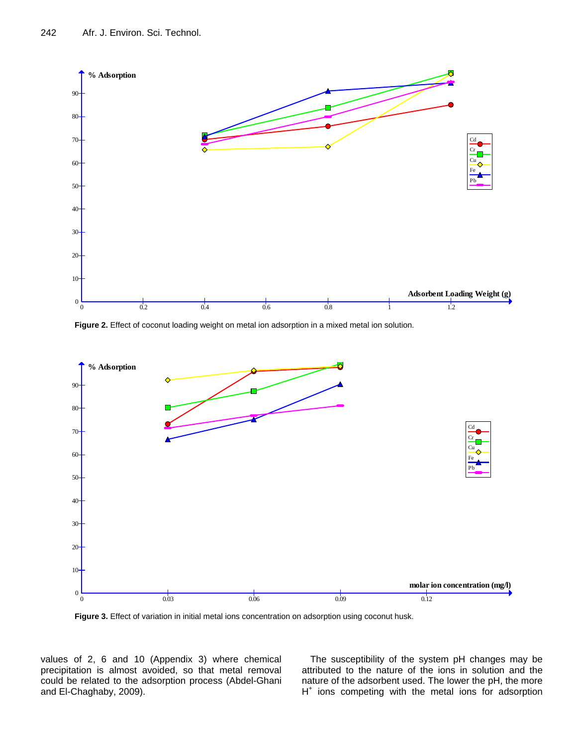**Figure 2.** Effect of coconut loading weight on metal ion adsorption in a mixed metal ion solution.

**Figure 3.** Effect of variation in initial metal ions concentration on adsorption using coconut husk.

values of 2, 6 and 10 (Appendix 3) where chemical precipitation is almost avoided, so that metal removal could be related to the adsorption process (Abdel-Ghani and El-Chaghaby, 2009).

The susceptibility of the system pH changes may be attributed to the nature of the ions in solution and the nature of the adsorbent used. The lower the pH, the more $H^+$ ions competing with the metal ions for adsorption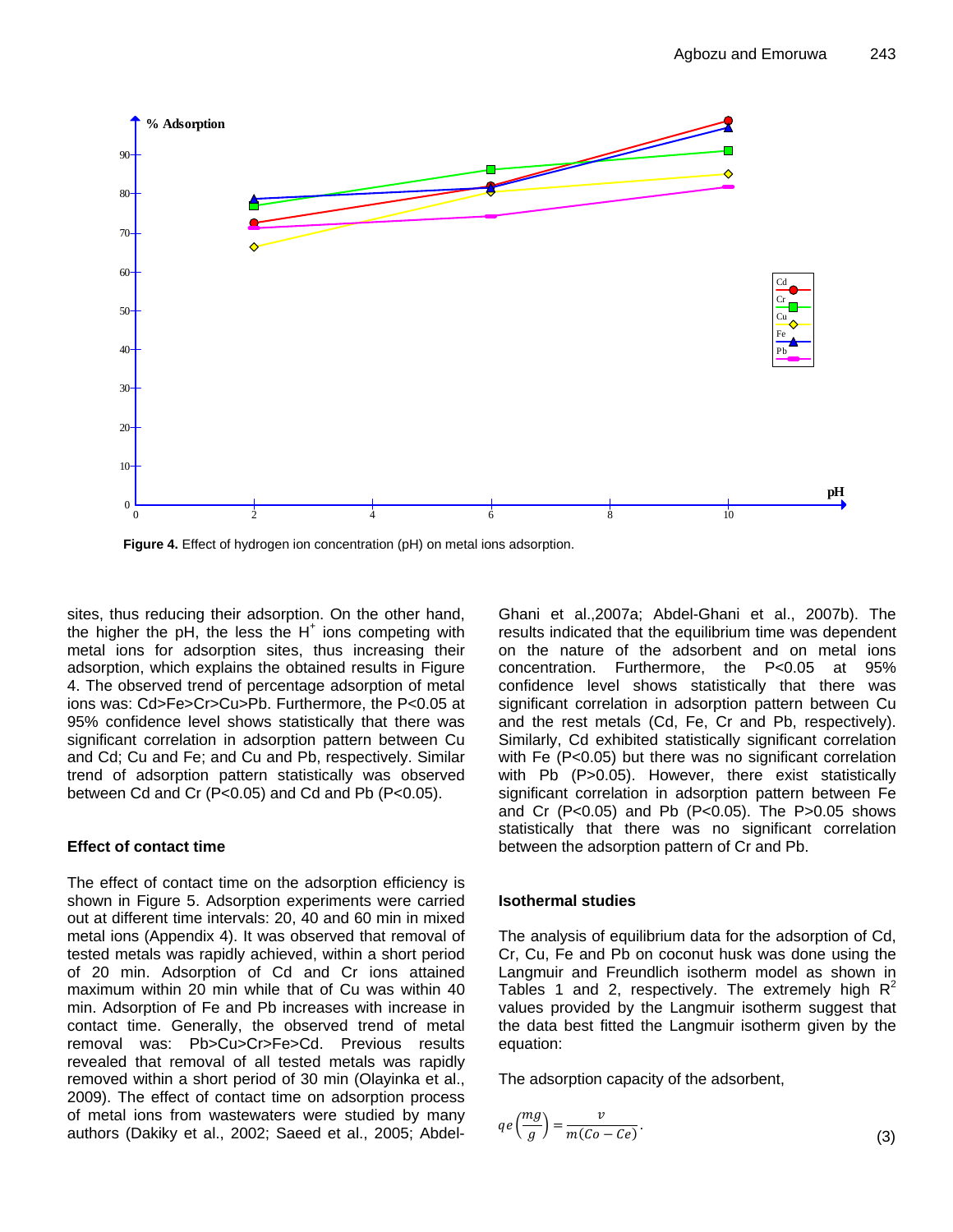**Figure 4.** Effect of hydrogen ion concentration (pH) on metal ions adsorption.

sites, thus reducing their adsorption. On the other hand, the higher the pH, the less the $H^+$ ions competing with metal ions for adsorption sites, thus increasing their adsorption, which explains the obtained results in Figure 4. The observed trend of percentage adsorption of metal ions was: Cd>Fe>Cr>Cu>Pb. Furthermore, the $P<0.05$ at 95% confidence level shows statistically that there was significant correlation in adsorption pattern between Cu and Cd; Cu and Fe; and Cu and Pb, respectively. Similar trend of adsorption pattern statistically was observed between Cd and Cr ($P<0.05$) and Cd and Pb ($P<0.05$).

### Effect of contact time

The effect of contact time on the adsorption efficiency is shown in Figure 5. Adsorption experiments were carried out at different time intervals: 20, 40 and 60 min in mixed metal ions (Appendix 4). It was observed that removal of tested metals was rapidly achieved, within a short period of 20 min. Adsorption of Cd and Cr ions attained maximum within 20 min while that of Cu was within 40 min. Adsorption of Fe and Pb increases with increase in contact time. Generally, the observed trend of metal removal was: Pb>Cu>Cr>Fe>Cd. Previous results revealed that removal of all tested metals was rapidly removed within a short period of 30 min (Olayinka et al., 2009). The effect of contact time on adsorption process of metal ions from wastewaters were studied by many authors (Dakiky et al., 2002; Saeed et al., 2005; Abdel-Ghani et al.,2007a; Abdel-Ghani et al., 2007b). The results indicated that the equilibrium time was dependent on the nature of the adsorbent and on metal ions concentration. Furthermore, the $P<0.05$ at 95% confidence level shows statistically that there was significant correlation in adsorption pattern between Cu and the rest metals (Cd, Fe, Cr and Pb, respectively). Similarly, Cd exhibited statistically significant correlation with Fe ($P<0.05$) but there was no significant correlation with Pb ($P>0.05$). However, there exist statistically significant correlation in adsorption pattern between Fe and Cr ($P<0.05$) and Pb ($P<0.05$). The $P>0.05$ shows statistically that there was no significant correlation between the adsorption pattern of Cr and Pb.

### Isothermal studies

The analysis of equilibrium data for the adsorption of Cd, Cr, Cu, Fe and Pb on coconut husk was done using the Langmuir and Freundlich isotherm model as shown in Tables 1 and 2, respectively. The extremely high $R^2$ values provided by the Langmuir isotherm suggest that the data best fitted the Langmuir isotherm given by the equation:

The adsorption capacity of the adsorbent,

$$qe\left(\frac{mg}{g}\right) = \frac{v}{m(Co - Ce)}. \qquad (3)$$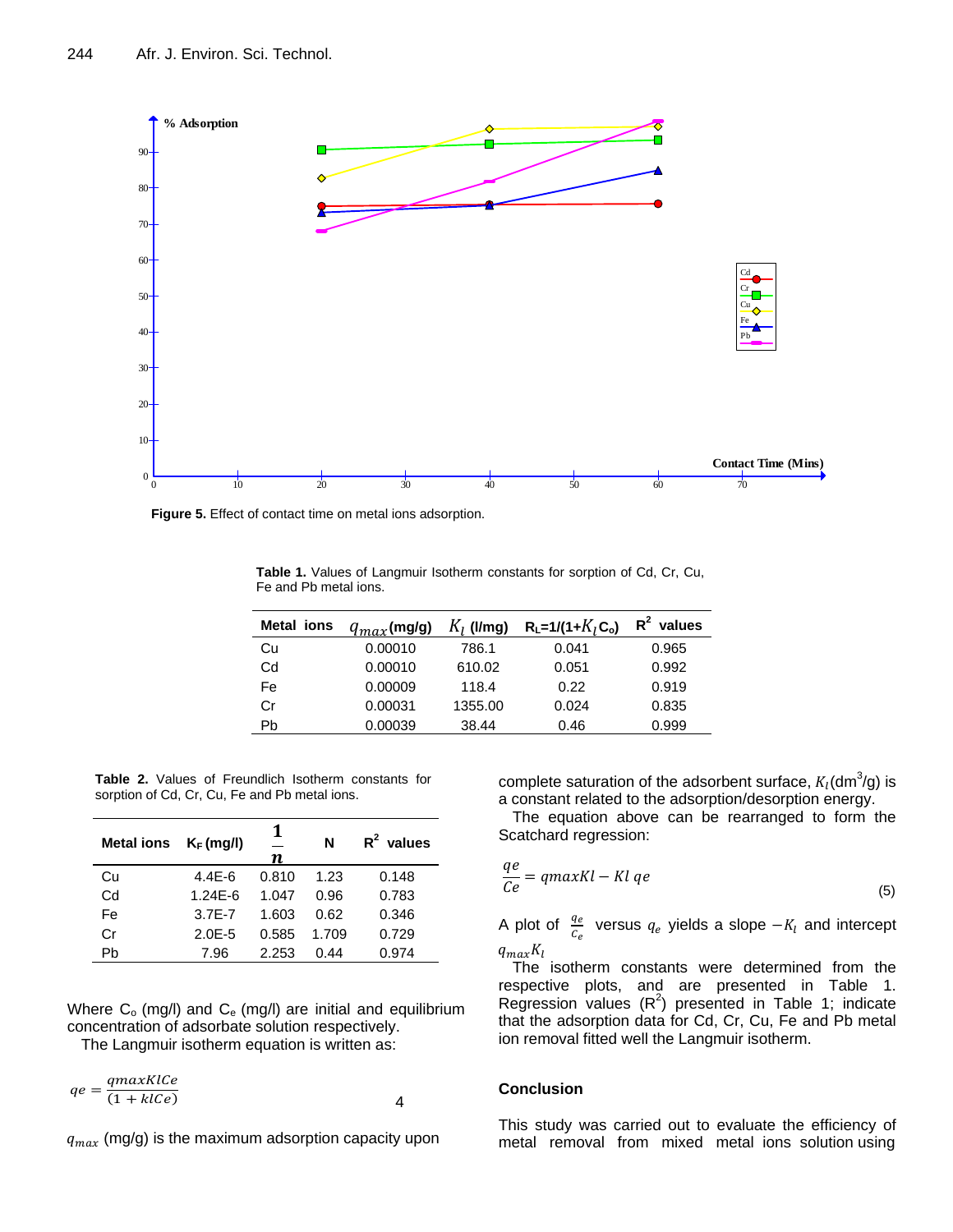**Figure 5.** Effect of contact time on metal ions adsorption.

**Table 1.** Values of Langmuir Isotherm constants for sorption of Cd, Cr, Cu, Fe and Pb metal ions.

| Metal ions | $q_{max}$ (mg/g) | $K_l$ (l/mg) | $R_L=1/(1+K_l C_o)$ | $R^2$ values |
|---|---|---|---|---|
| Cu | 0.00010 | 786.1 | 0.041 | 0.965 |
| Cd | 0.00010 | 610.02 | 0.051 | 0.992 |
| Fe | 0.00009 | 118.4 | 0.22 | 0.919 |
| Cr | 0.00031 | 1355.00 | 0.024 | 0.835 |
| Pb | 0.00039 | 38.44 | 0.46 | 0.999 |

**Table 2.** Values of Freundlich Isotherm constants for sorption of Cd, Cr, Cu, Fe and Pb metal ions.

| Metal ions | $K_F$ (mg/l) | $\frac{1}{n}$ | N | $R^2$ values |
|---|---|---|---|---|
| Cu | 4.4E-6 | 0.810 | 1.23 | 0.148 |
| Cd | 1.24E-6 | 1.047 | 0.96 | 0.783 |
| Fe | 3.7E-7 | 1.603 | 0.62 | 0.346 |
| Cr | 2.0E-5 | 0.585 | 1.709 | 0.729 |
| Pb | 7.96 | 2.253 | 0.44 | 0.974 |

Where $C_o$ (mg/l) and $C_e$ (mg/l) are initial and equilibrium concentration of adsorbate solution respectively.

The Langmuir isotherm equation is written as:

$$qe = \frac{qmaxKlCe}{(1 + klCe)} \quad (4)$$

$q_{max}$ (mg/g) is the maximum adsorption capacity upon complete saturation of the adsorbent surface, $K_l$ ($dm^3$/g) is a constant related to the adsorption/desorption energy.

The equation above can be rearranged to form the Scatchard regression:

$$\frac{qe}{Ce} = qmaxKl - Kl\,qe \quad (5)$$

A plot of $\frac{q_e}{C_e}$ versus $q_e$ yields a slope $-K_l$ and intercept $q_{max}K_l$

The isotherm constants were determined from the respective plots, and are presented in Table 1. Regression values ($R^2$) presented in Table 1; indicate that the adsorption data for Cd, Cr, Cu, Fe and Pb metal ion removal fitted well the Langmuir isotherm.

## Conclusion

This study was carried out to evaluate the efficiency of metal removal from mixed metal ions solution using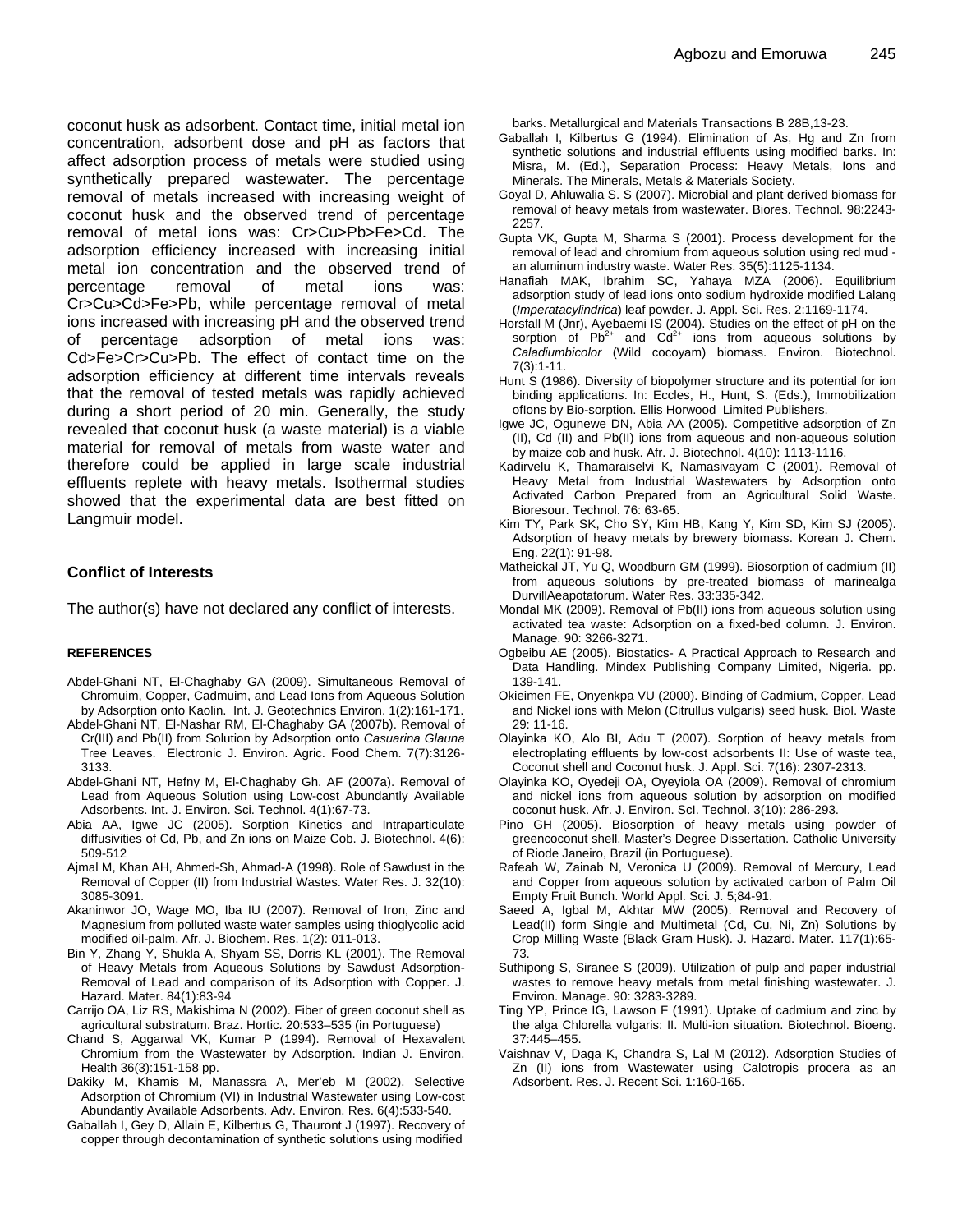coconut husk as adsorbent. Contact time, initial metal ion concentration, adsorbent dose and pH as factors that affect adsorption process of metals were studied using synthetically prepared wastewater. The percentage removal of metals increased with increasing weight of coconut husk and the observed trend of percentage removal of metal ions was: Cr>Cu>Pb>Fe>Cd. The adsorption efficiency increased with increasing initial metal ion concentration and the observed trend of percentage removal of metal ions was: Cr>Cu>Cd>Fe>Pb, while percentage removal of metal ions increased with increasing pH and the observed trend of percentage adsorption of metal ions was: Cd>Fe>Cr>Cu>Pb. The effect of contact time on the adsorption efficiency at different time intervals reveals that the removal of tested metals was rapidly achieved during a short period of 20 min. Generally, the study revealed that coconut husk (a waste material) is a viable material for removal of metals from waste water and therefore could be applied in large scale industrial effluents replete with heavy metals. Isothermal studies showed that the experimental data are best fitted on Langmuir model.

## Conflict of Interests

The author(s) have not declared any conflict of interests.

## REFERENCES

Abdel-Ghani NT, El-Chaghaby GA (2009). Simultaneous Removal of Chromuim, Copper, Cadmuim, and Lead Ions from Aqueous Solution by Adsorption onto Kaolin. Int. J. Geotechnics Environ. 1(2):161-171.

Abdel-Ghani NT, El-Nashar RM, El-Chaghaby GA (2007b). Removal of Cr(III) and Pb(II) from Solution by Adsorption onto *Casuarina Glauna* Tree Leaves. Electronic J. Environ. Agric. Food Chem. 7(7):3126-3133.

Abdel-Ghani NT, Hefny M, El-Chaghaby Gh. AF (2007a). Removal of Lead from Aqueous Solution using Low-cost Abundantly Available Adsorbents. Int. J. Environ. Sci. Technol. 4(1):67-73.

Abia AA, Igwe JC (2005). Sorption Kinetics and Intraparticulate diffusivities of Cd, Pb, and Zn ions on Maize Cob. J. Biotechnol. 4(6): 509-512

Ajmal M, Khan AH, Ahmed-Sh, Ahmad-A (1998). Role of Sawdust in the Removal of Copper (II) from Industrial Wastes. Water Res. J. 32(10): 3085-3091.

Akaninwor JO, Wage MO, Iba IU (2007). Removal of Iron, Zinc and Magnesium from polluted waste water samples using thioglycolic acid modified oil-palm. Afr. J. Biochem. Res. 1(2): 011-013.

Bin Y, Zhang Y, Shukla A, Shyam SS, Dorris KL (2001). The Removal of Heavy Metals from Aqueous Solutions by Sawdust Adsorption-Removal of Lead and comparison of its Adsorption with Copper. J. Hazard. Mater. 84(1):83-94

Carrijo OA, Liz RS, Makishima N (2002). Fiber of green coconut shell as agricultural substratum. Braz. Hortic. 20:533–535 (in Portuguese)

Chand S, Aggarwal VK, Kumar P (1994). Removal of Hexavalent Chromium from the Wastewater by Adsorption. Indian J. Environ. Health 36(3):151-158 pp.

Dakiky M, Khamis M, Manassra A, Mer'eb M (2002). Selective Adsorption of Chromium (VI) in Industrial Wastewater using Low-cost Abundantly Available Adsorbents. Adv. Environ. Res. 6(4):533-540.

Gaballah I, Gey D, Allain E, Kilbertus G, Thauront J (1997). Recovery of copper through decontamination of synthetic solutions using modified barks. Metallurgical and Materials Transactions B 28B,13-23.

Gaballah I, Kilbertus G (1994). Elimination of As, Hg and Zn from synthetic solutions and industrial effluents using modified barks. In: Misra, M. (Ed.), Separation Process: Heavy Metals, Ions and Minerals. The Minerals, Metals & Materials Society.

Goyal D, Ahluwalia S. S (2007). Microbial and plant derived biomass for removal of heavy metals from wastewater. Biores. Technol. 98:2243-2257.

Gupta VK, Gupta M, Sharma S (2001). Process development for the removal of lead and chromium from aqueous solution using red mud - an aluminum industry waste. Water Res. 35(5):1125-1134.

Hanafiah MAK, Ibrahim SC, Yahaya MZA (2006). Equilibrium adsorption study of lead ions onto sodium hydroxide modified Lalang (*Imperatacylindrica*) leaf powder. J. Appl. Sci. Res. 2:1169-1174.

Horsfall M (Jnr), Ayebaemi IS (2004). Studies on the effect of pH on the sorption of $Pb^{2+}$ and $Cd^{2+}$ ions from aqueous solutions by *Caladiumbicolor* (Wild cocoyam) biomass. Environ. Biotechnol. 7(3):1-11.

Hunt S (1986). Diversity of biopolymer structure and its potential for ion binding applications. In: Eccles, H., Hunt, S. (Eds.), Immobilization ofIons by Bio-sorption. Ellis Horwood Limited Publishers.

Igwe JC, Ogunewe DN, Abia AA (2005). Competitive adsorption of Zn (II), Cd (II) and Pb(II) ions from aqueous and non-aqueous solution by maize cob and husk. Afr. J. Biotechnol. 4(10): 1113-1116.

Kadirvelu K, Thamaraiselvi K, Namasivayam C (2001). Removal of Heavy Metal from Industrial Wastewaters by Adsorption onto Activated Carbon Prepared from an Agricultural Solid Waste. Bioresour. Technol. 76: 63-65.

Kim TY, Park SK, Cho SY, Kim HB, Kang Y, Kim SD, Kim SJ (2005). Adsorption of heavy metals by brewery biomass. Korean J. Chem. Eng. 22(1): 91-98.

Matheickal JT, Yu Q, Woodburn GM (1999). Biosorption of cadmium (II) from aqueous solutions by pre-treated biomass of marinealga DurvillAeapotatorum. Water Res. 33:335-342.

Mondal MK (2009). Removal of Pb(II) ions from aqueous solution using activated tea waste: Adsorption on a fixed-bed column. J. Environ. Manage. 90: 3266-3271.

Ogbeibu AE (2005). Biostatics- A Practical Approach to Research and Data Handling. Mindex Publishing Company Limited, Nigeria. pp. 139-141.

Okieimen FE, Onyenkpa VU (2000). Binding of Cadmium, Copper, Lead and Nickel ions with Melon (Citrullus vulgaris) seed husk. Biol. Waste 29: 11-16.

Olayinka KO, Alo BI, Adu T (2007). Sorption of heavy metals from electroplating effluents by low-cost adsorbents II: Use of waste tea, Coconut shell and Coconut husk. J. Appl. Sci. 7(16): 2307-2313.

Olayinka KO, Oyedeji OA, Oyeyiola OA (2009). Removal of chromium and nickel ions from aqueous solution by adsorption on modified coconut husk. Afr. J. Environ. ScI. Technol. 3(10): 286-293.

Pino GH (2005). Biosorption of heavy metals using powder of greencoconut shell. Master's Degree Dissertation. Catholic University of Riode Janeiro, Brazil (in Portuguese).

Rafeah W, Zainab N, Veronica U (2009). Removal of Mercury, Lead and Copper from aqueous solution by activated carbon of Palm Oil Empty Fruit Bunch. World Appl. Sci. J. 5;84-91.

Saeed A, Igbal M, Akhtar MW (2005). Removal and Recovery of Lead(II) form Single and Multimetal (Cd, Cu, Ni, Zn) Solutions by Crop Milling Waste (Black Gram Husk). J. Hazard. Mater. 117(1):65-73.

Suthipong S, Siranee S (2009). Utilization of pulp and paper industrial wastes to remove heavy metals from metal finishing wastewater. J. Environ. Manage. 90: 3283-3289.

Ting YP, Prince IG, Lawson F (1991). Uptake of cadmium and zinc by the alga Chlorella vulgaris: II. Multi-ion situation. Biotechnol. Bioeng. 37:445–455.

Vaishnav V, Daga K, Chandra S, Lal M (2012). Adsorption Studies of Zn (II) ions from Wastewater using Calotropis procera as an Adsorbent. Res. J. Recent Sci. 1:160-165.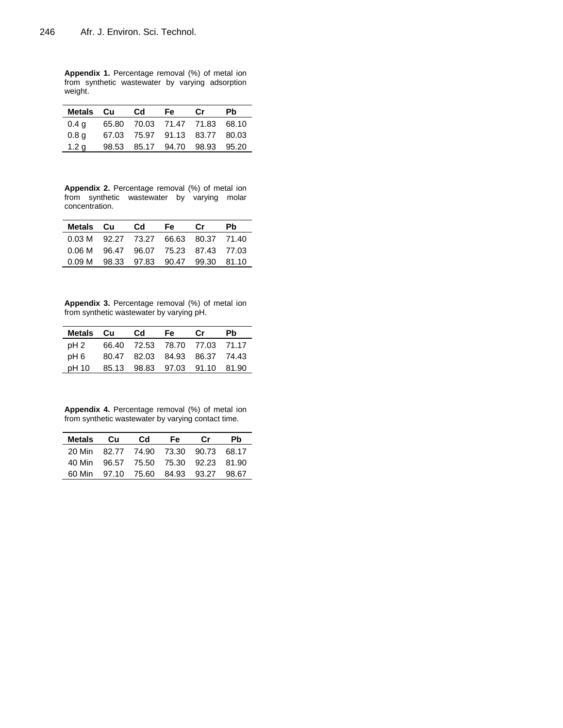**Appendix 1.** Percentage removal (%) of metal ion from synthetic wastewater by varying adsorption weight.

| Metals | Cu | Cd | Fe | Cr | Pb |
|---|---|---|---|---|---|
| 0.4 g | 65.80 | 70.03 | 71.47 | 71.83 | 68.10 |
| 0.8 g | 67.03 | 75.97 | 91.13 | 83.77 | 80.03 |
| 1.2 g | 98.53 | 85.17 | 94.70 | 98.93 | 95.20 |

**Appendix 2.** Percentage removal (%) of metal ion from synthetic wastewater by varying molar concentration.

| Metals | Cu | Cd | Fe | Cr | Pb |
|---|---|---|---|---|---|
| 0.03 M | 92.27 | 73.27 | 66.63 | 80.37 | 71.40 |
| 0.06 M | 96.47 | 96.07 | 75.23 | 87.43 | 77.03 |
| 0.09 M | 98.33 | 97.83 | 90.47 | 99.30 | 81.10 |

**Appendix 3.** Percentage removal (%) of metal ion from synthetic wastewater by varying pH.

| Metals | Cu | Cd | Fe | Cr | Pb |
|---|---|---|---|---|---|
| pH 2 | 66.40 | 72.53 | 78.70 | 77.03 | 71.17 |
| pH 6 | 80.47 | 82.03 | 84.93 | 86.37 | 74.43 |
| pH 10 | 85.13 | 98.83 | 97.03 | 91.10 | 81.90 |

**Appendix 4.** Percentage removal (%) of metal ion from synthetic wastewater by varying contact time.

| Metals | Cu | Cd | Fe | Cr | Pb |
|---|---|---|---|---|---|
| 20 Min | 82.77 | 74.90 | 73.30 | 90.73 | 68.17 |
| 40 Min | 96.57 | 75.50 | 75.30 | 92.23 | 81.90 |
| 60 Min | 97.10 | 75.60 | 84.93 | 93.27 | 98.67 |